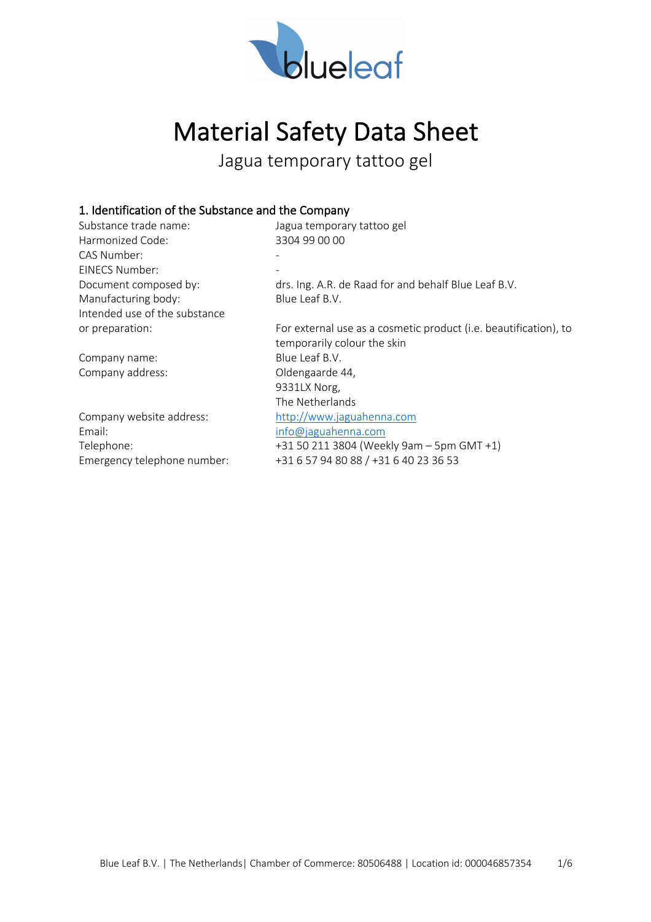# Material Safety Data Sheet

Jagua temporary tattoo gel

## 1. Identification of the Substance and the Company

| | |
|---|---|
| Substance trade name: | Jagua temporary tattoo gel |
| Harmonized Code: | 3304 99 00 00 |
| CAS Number: | - |
| EINECS Number: | - |
| Document composed by: | drs. Ing. A.R. de Raad for and behalf Blue Leaf B.V. |
| Manufacturing body: | Blue Leaf B.V. |
| Intended use of the substance or preparation: | For external use as a cosmetic product (i.e. beautification), to temporarily colour the skin |
| Company name: | Blue Leaf B.V. |
| Company address: | Oldengaarde 44, 9331LX Norg, The Netherlands |
| Company website address: | http://www.jaguahenna.com |
| Email: | info@jaguahenna.com |
| Telephone: | +31 50 211 3804 (Weekly 9am – 5pm GMT +1) |
| Emergency telephone number: | +31 6 57 94 80 88 / +31 6 40 23 36 53 |

Blue Leaf B.V. | The Netherlands| Chamber of Commerce: 80506488 | Location id: 000046857354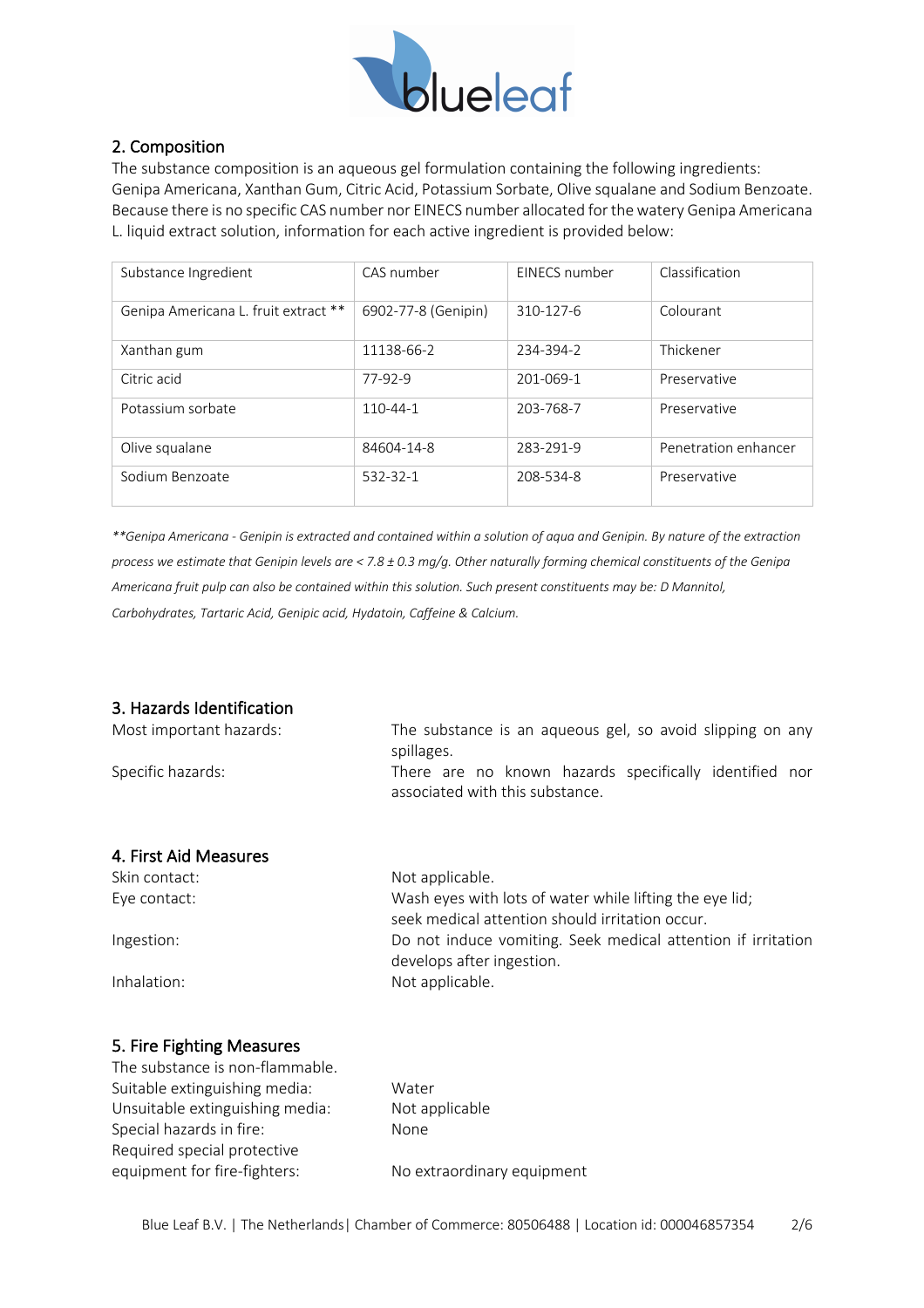## 2. Composition

The substance composition is an aqueous gel formulation containing the following ingredients: Genipa Americana, Xanthan Gum, Citric Acid, Potassium Sorbate, Olive squalane and Sodium Benzoate. Because there is no specific CAS number nor EINECS number allocated for the watery Genipa Americana L. liquid extract solution, information for each active ingredient is provided below:

| Substance Ingredient | CAS number | EINECS number | Classification |
|---|---|---|---|
| Genipa Americana L. fruit extract ** | 6902-77-8 (Genipin) | 310-127-6 | Colourant |
| Xanthan gum | 11138-66-2 | 234-394-2 | Thickener |
| Citric acid | 77-92-9 | 201-069-1 | Preservative |
| Potassium sorbate | 110-44-1 | 203-768-7 | Preservative |
| Olive squalane | 84604-14-8 | 283-291-9 | Penetration enhancer |
| Sodium Benzoate | 532-32-1 | 208-534-8 | Preservative |

*\*\*Genipa Americana - Genipin is extracted and contained within a solution of aqua and Genipin. By nature of the extraction process we estimate that Genipin levels are < 7.8 ± 0.3 mg/g. Other naturally forming chemical constituents of the Genipa Americana fruit pulp can also be contained within this solution. Such present constituents may be: D Mannitol, Carbohydrates, Tartaric Acid, Genipic acid, Hydatoin, Caffeine & Calcium.*

## 3. Hazards Identification

Most important hazards: The substance is an aqueous gel, so avoid slipping on any spillages.

Specific hazards: There are no known hazards specifically identified nor associated with this substance.

## 4. First Aid Measures

Skin contact: Not applicable.

Eye contact: Wash eyes with lots of water while lifting the eye lid; seek medical attention should irritation occur.

Ingestion: Do not induce vomiting. Seek medical attention if irritation develops after ingestion.

Inhalation: Not applicable.

## 5. Fire Fighting Measures

The substance is non-flammable.

Suitable extinguishing media: Water

Unsuitable extinguishing media: Not applicable

Special hazards in fire: None

Required special protective equipment for fire-fighters: No extraordinary equipment

Blue Leaf B.V. | The Netherlands| Chamber of Commerce: 80506488 | Location id: 000046857354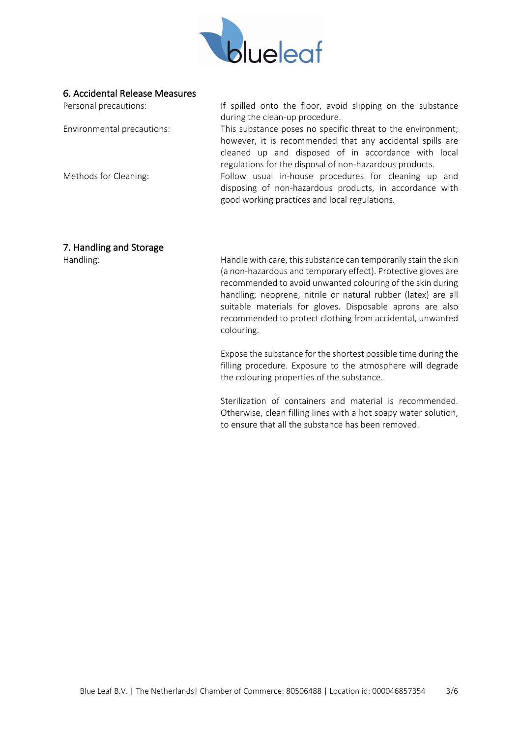## 6. Accidental Release Measures

**Personal precautions:** If spilled onto the floor, avoid slipping on the substance during the clean-up procedure.

**Environmental precautions:** This substance poses no specific threat to the environment; however, it is recommended that any accidental spills are cleaned up and disposed of in accordance with local regulations for the disposal of non-hazardous products.

**Methods for Cleaning:** Follow usual in-house procedures for cleaning up and disposing of non-hazardous products, in accordance with good working practices and local regulations.

## 7. Handling and Storage

**Handling:** Handle with care, this substance can temporarily stain the skin (a non-hazardous and temporary effect). Protective gloves are recommended to avoid unwanted colouring of the skin during handling; neoprene, nitrile or natural rubber (latex) are all suitable materials for gloves. Disposable aprons are also recommended to protect clothing from accidental, unwanted colouring.

Expose the substance for the shortest possible time during the filling procedure. Exposure to the atmosphere will degrade the colouring properties of the substance.

Sterilization of containers and material is recommended. Otherwise, clean filling lines with a hot soapy water solution, to ensure that all the substance has been removed.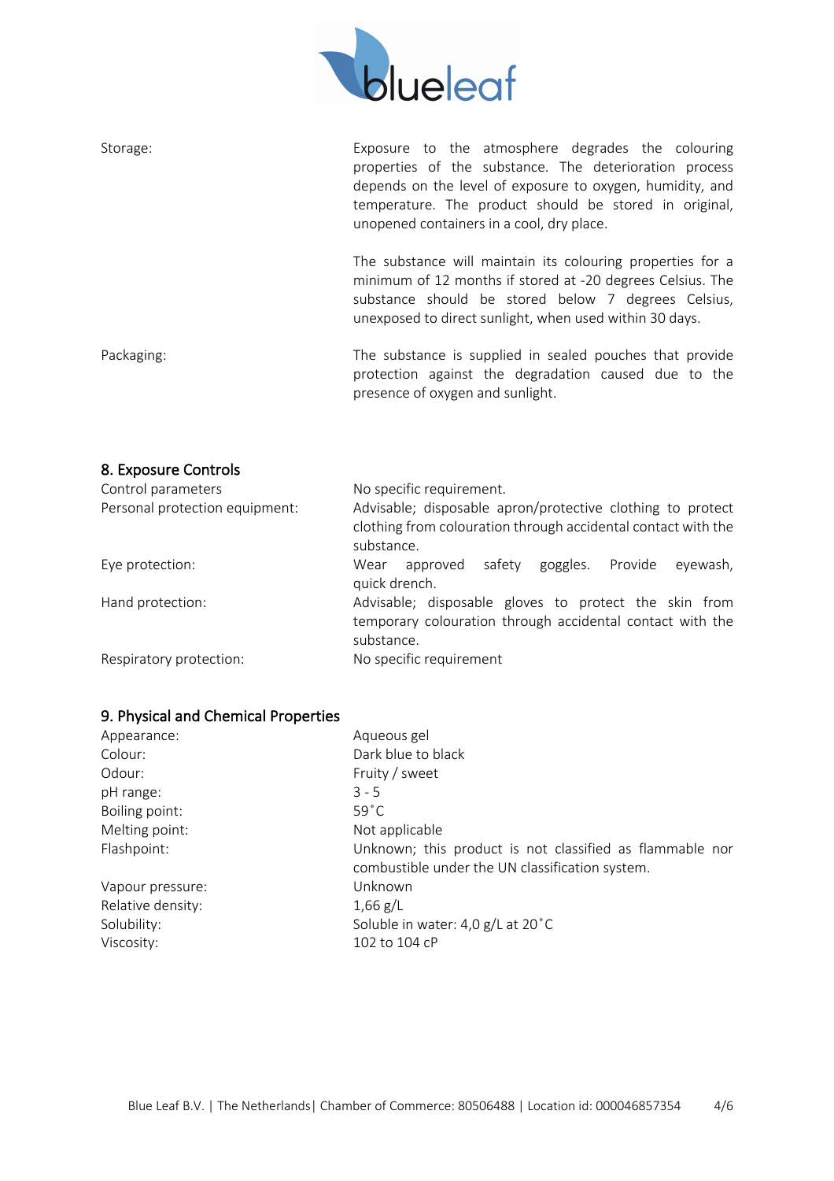| | |
|---|---|
| Storage: | Exposure to the atmosphere degrades the colouring properties of the substance. The deterioration process depends on the level of exposure to oxygen, humidity, and temperature. The product should be stored in original, unopened containers in a cool, dry place.<br><br>The substance will maintain its colouring properties for a minimum of 12 months if stored at -20 degrees Celsius. The substance should be stored below 7 degrees Celsius, unexposed to direct sunlight, when used within 30 days. |
| Packaging: | The substance is supplied in sealed pouches that provide protection against the degradation caused due to the presence of oxygen and sunlight. |

## 8. Exposure Controls

| | |
|---|---|
| Control parameters | No specific requirement. |
| Personal protection equipment: | Advisable; disposable apron/protective clothing to protect clothing from colouration through accidental contact with the substance. |
| Eye protection: | Wear approved safety goggles. Provide eyewash, quick drench. |
| Hand protection: | Advisable; disposable gloves to protect the skin from temporary colouration through accidental contact with the substance. |
| Respiratory protection: | No specific requirement |

## 9. Physical and Chemical Properties

| | |
|---|---|
| Appearance: | Aqueous gel |
| Colour: | Dark blue to black |
| Odour: | Fruity / sweet |
| pH range: | 3 - 5 |
| Boiling point: | 59˚C |
| Melting point: | Not applicable |
| Flashpoint: | Unknown; this product is not classified as flammable nor combustible under the UN classification system. |
| Vapour pressure: | Unknown |
| Relative density: | 1,66 g/L |
| Solubility: | Soluble in water: 4,0 g/L at 20˚C |
| Viscosity: | 102 to 104 cP |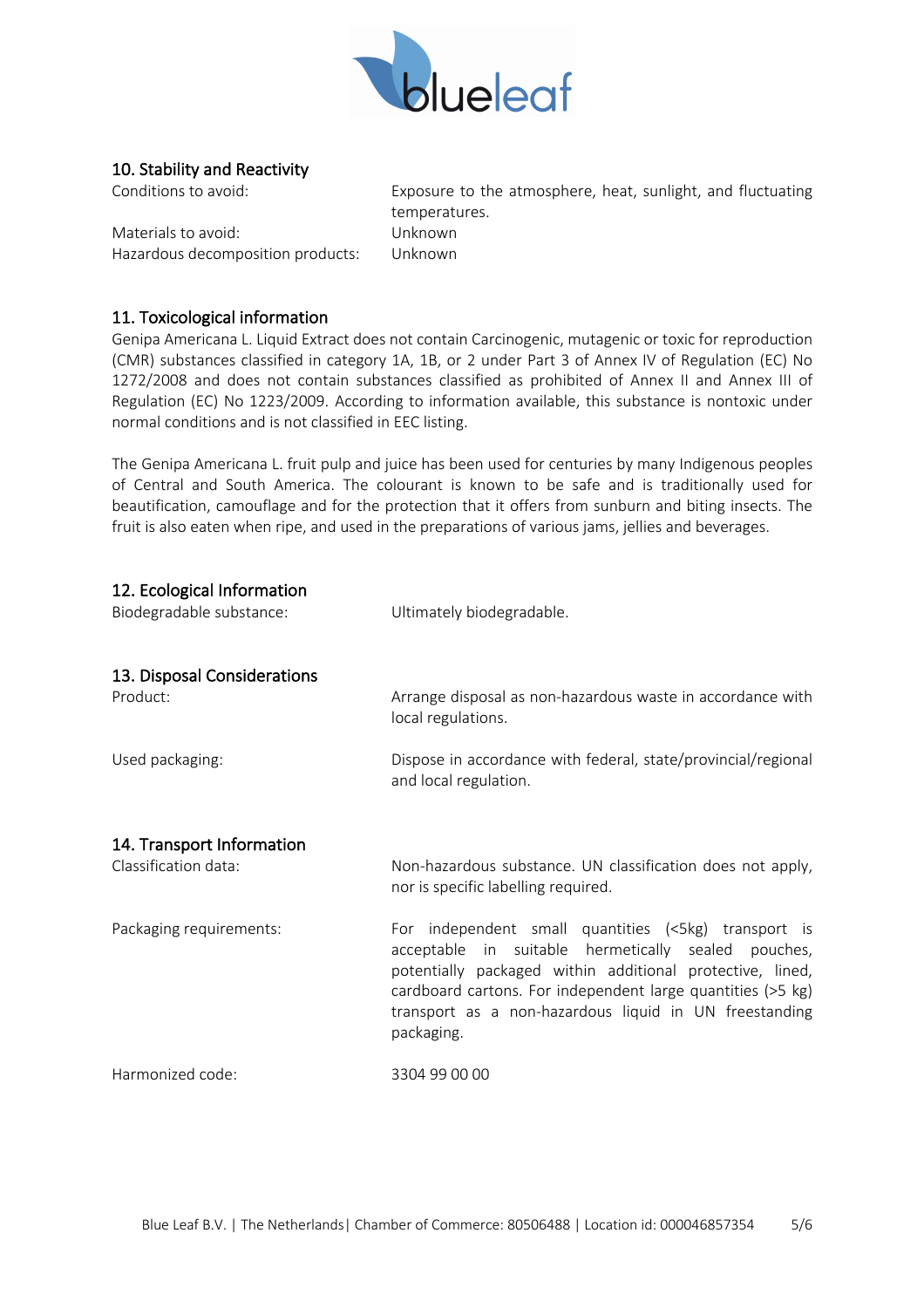## 10. Stability and Reactivity

| | |
|---|---|
| Conditions to avoid: | Exposure to the atmosphere, heat, sunlight, and fluctuating temperatures. |
| Materials to avoid: | Unknown |
| Hazardous decomposition products: | Unknown |

## 11. Toxicological information

Genipa Americana L. Liquid Extract does not contain Carcinogenic, mutagenic or toxic for reproduction (CMR) substances classified in category 1A, 1B, or 2 under Part 3 of Annex IV of Regulation (EC) No 1272/2008 and does not contain substances classified as prohibited of Annex II and Annex III of Regulation (EC) No 1223/2009. According to information available, this substance is nontoxic under normal conditions and is not classified in EEC listing.

The Genipa Americana L. fruit pulp and juice has been used for centuries by many Indigenous peoples of Central and South America. The colourant is known to be safe and is traditionally used for beautification, camouflage and for the protection that it offers from sunburn and biting insects. The fruit is also eaten when ripe, and used in the preparations of various jams, jellies and beverages.

## 12. Ecological Information

| | |
|---|---|
| Biodegradable substance: | Ultimately biodegradable. |

## 13. Disposal Considerations

| | |
|---|---|
| Product: | Arrange disposal as non-hazardous waste in accordance with local regulations. |
| Used packaging: | Dispose in accordance with federal, state/provincial/regional and local regulation. |

## 14. Transport Information

| | |
|---|---|
| Classification data: | Non-hazardous substance. UN classification does not apply, nor is specific labelling required. |
| Packaging requirements: | For independent small quantities (<5kg) transport is acceptable in suitable hermetically sealed pouches, potentially packaged within additional protective, lined, cardboard cartons. For independent large quantities (>5 kg) transport as a non-hazardous liquid in UN freestanding packaging. |
| Harmonized code: | 3304 99 00 00 |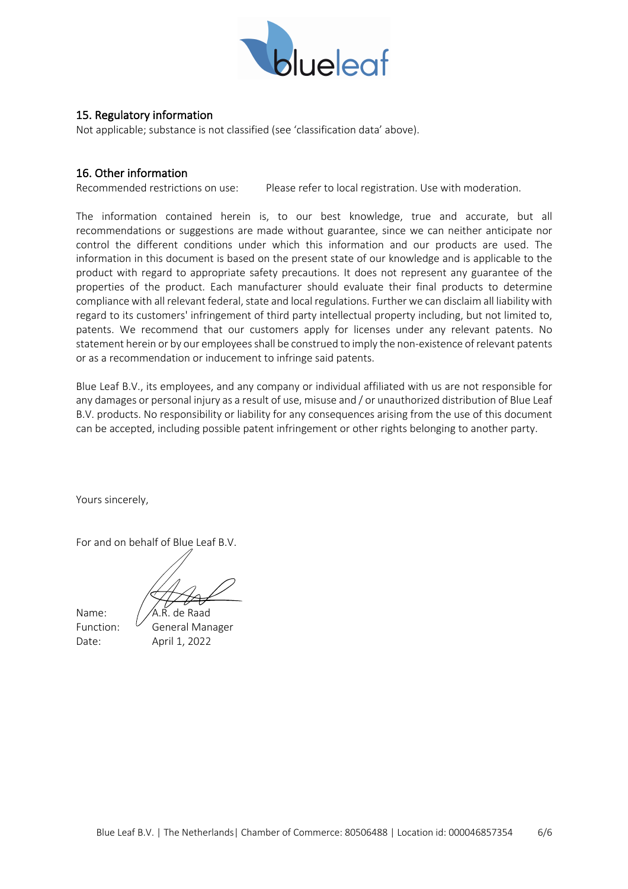## 15. Regulatory information

Not applicable; substance is not classified (see 'classification data' above).

## 16. Other information

Recommended restrictions on use: Please refer to local registration. Use with moderation.

The information contained herein is, to our best knowledge, true and accurate, but all recommendations or suggestions are made without guarantee, since we can neither anticipate nor control the different conditions under which this information and our products are used. The information in this document is based on the present state of our knowledge and is applicable to the product with regard to appropriate safety precautions. It does not represent any guarantee of the properties of the product. Each manufacturer should evaluate their final products to determine compliance with all relevant federal, state and local regulations. Further we can disclaim all liability with regard to its customers' infringement of third party intellectual property including, but not limited to, patents. We recommend that our customers apply for licenses under any relevant patents. No statement herein or by our employees shall be construed to imply the non-existence of relevant patents or as a recommendation or inducement to infringe said patents.

Blue Leaf B.V., its employees, and any company or individual affiliated with us are not responsible for any damages or personal injury as a result of use, misuse and / or unauthorized distribution of Blue Leaf B.V. products. No responsibility or liability for any consequences arising from the use of this document can be accepted, including possible patent infringement or other rights belonging to another party.

Yours sincerely,

For and on behalf of Blue Leaf B.V.

Name: A.R. de Raad
Function: General Manager
Date: April 1, 2022